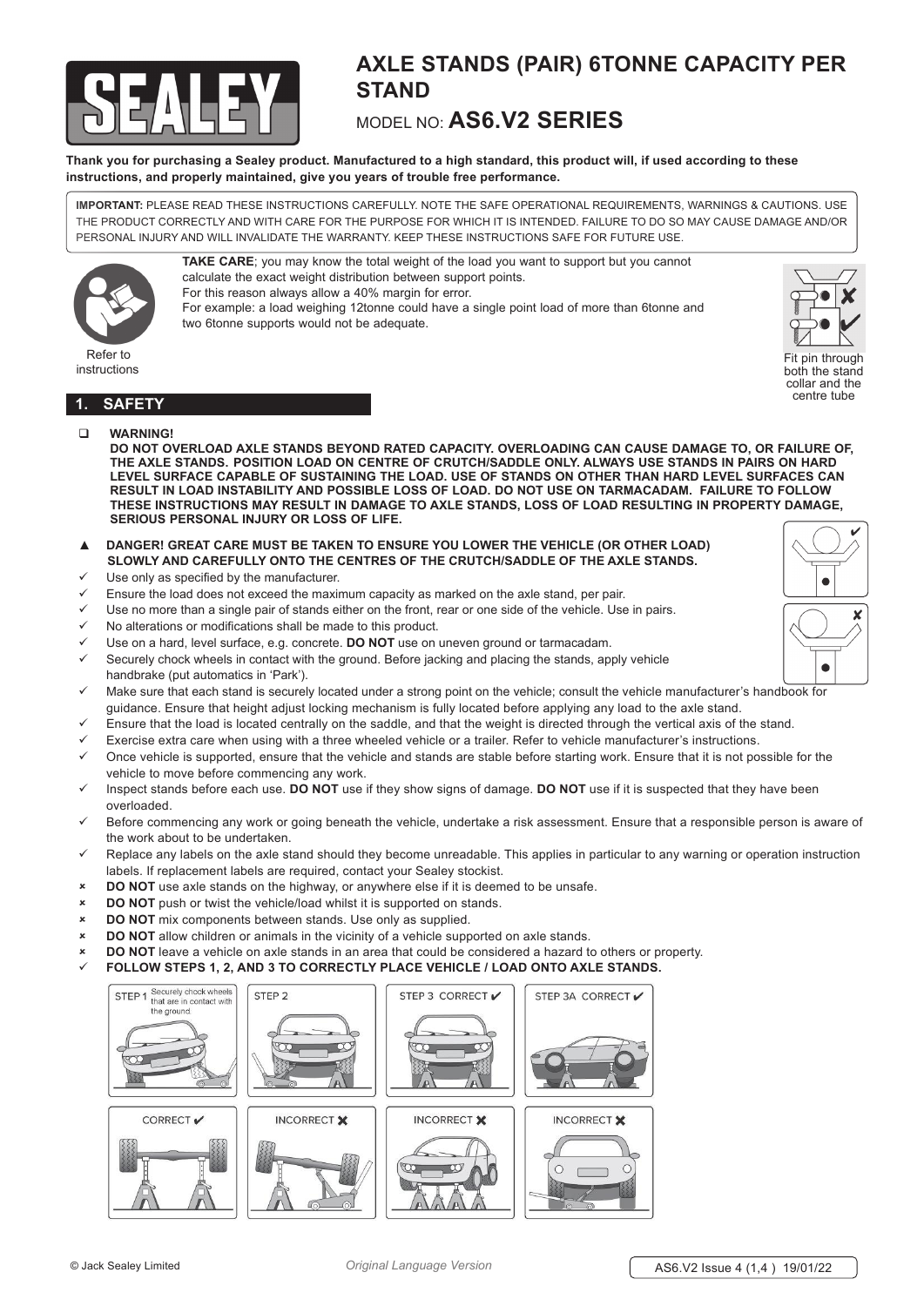# AXLE STANDS (PAIR) 6TONNE CAPACITY PER STAND

MODEL NO: **AS6.V2 SERIES**

**Thank you for purchasing a Sealey product. Manufactured to a high standard, this product will, if used according to these instructions, and properly maintained, give you years of trouble free performance.**

**IMPORTANT:** PLEASE READ THESE INSTRUCTIONS CAREFULLY. NOTE THE SAFE OPERATIONAL REQUIREMENTS, WARNINGS & CAUTIONS. USE THE PRODUCT CORRECTLY AND WITH CARE FOR THE PURPOSE FOR WHICH IT IS INTENDED. FAILURE TO DO SO MAY CAUSE DAMAGE AND/OR PERSONAL INJURY AND WILL INVALIDATE THE WARRANTY. KEEP THESE INSTRUCTIONS SAFE FOR FUTURE USE.

Refer to instructions

**TAKE CARE**; you may know the total weight of the load you want to support but you cannot calculate the exact weight distribution between support points.
For this reason always allow a 40% margin for error.
For example: a load weighing 12tonne could have a single point load of more than 6tonne and two 6tonne supports would not be adequate.

Fit pin through both the stand collar and the centre tube

## 1. SAFETY

- **WARNING!**
  **DO NOT OVERLOAD AXLE STANDS BEYOND RATED CAPACITY. OVERLOADING CAN CAUSE DAMAGE TO, OR FAILURE OF, THE AXLE STANDS. POSITION LOAD ON CENTRE OF CRUTCH/SADDLE ONLY. ALWAYS USE STANDS IN PAIRS ON HARD LEVEL SURFACE CAPABLE OF SUSTAINING THE LOAD. USE OF STANDS ON OTHER THAN HARD LEVEL SURFACES CAN RESULT IN LOAD INSTABILITY AND POSSIBLE LOSS OF LOAD. DO NOT USE ON TARMACADAM. FAILURE TO FOLLOW THESE INSTRUCTIONS MAY RESULT IN DAMAGE TO AXLE STANDS, LOSS OF LOAD RESULTING IN PROPERTY DAMAGE, SERIOUS PERSONAL INJURY OR LOSS OF LIFE.**

▲ **DANGER! GREAT CARE MUST BE TAKEN TO ENSURE YOU LOWER THE VEHICLE (OR OTHER LOAD) SLOWLY AND CAREFULLY ONTO THE CENTRES OF THE CRUTCH/SADDLE OF THE AXLE STANDS.**

- ✓ Use only as specified by the manufacturer.
- ✓ Ensure the load does not exceed the maximum capacity as marked on the axle stand, per pair.
- ✓ Use no more than a single pair of stands either on the front, rear or one side of the vehicle. Use in pairs.
- ✓ No alterations or modifications shall be made to this product.
- ✓ Use on a hard, level surface, e.g. concrete. **DO NOT** use on uneven ground or tarmacadam.
- ✓ Securely chock wheels in contact with the ground. Before jacking and placing the stands, apply vehicle handbrake (put automatics in 'Park').
- ✓ Make sure that each stand is securely located under a strong point on the vehicle; consult the vehicle manufacturer's handbook for guidance. Ensure that height adjust locking mechanism is fully located before applying any load to the axle stand.
- ✓ Ensure that the load is located centrally on the saddle, and that the weight is directed through the vertical axis of the stand.
- ✓ Exercise extra care when using with a three wheeled vehicle or a trailer. Refer to vehicle manufacturer's instructions.
- ✓ Once vehicle is supported, ensure that the vehicle and stands are stable before starting work. Ensure that it is not possible for the vehicle to move before commencing any work.
- ✓ Inspect stands before each use. **DO NOT** use if they show signs of damage. **DO NOT** use if it is suspected that they have been overloaded.
- ✓ Before commencing any work or going beneath the vehicle, undertake a risk assessment. Ensure that a responsible person is aware of the work about to be undertaken.
- ✓ Replace any labels on the axle stand should they become unreadable. This applies in particular to any warning or operation instruction labels. If replacement labels are required, contact your Sealey stockist.
- ✗ **DO NOT** use axle stands on the highway, or anywhere else if it is deemed to be unsafe.
- ✗ **DO NOT** push or twist the vehicle/load whilst it is supported on stands.
- ✗ **DO NOT** mix components between stands. Use only as supplied.
- ✗ **DO NOT** allow children or animals in the vicinity of a vehicle supported on axle stands.
- ✗ **DO NOT** leave a vehicle on axle stands in an area that could be considered a hazard to others or property.
- ✓ **FOLLOW STEPS 1, 2, AND 3 TO CORRECTLY PLACE VEHICLE / LOAD ONTO AXLE STANDS.**

STEP 1 Securely chock wheels that are in contact with the ground. | STEP 2 | STEP 3 CORRECT ✓ | STEP 3A CORRECT ✓

CORRECT ✓ | INCORRECT ✗ | INCORRECT ✗ | INCORRECT ✗

© Jack Sealey Limited — *Original Language Version* — AS6.V2 Issue 4 (1,4 ) 19/01/22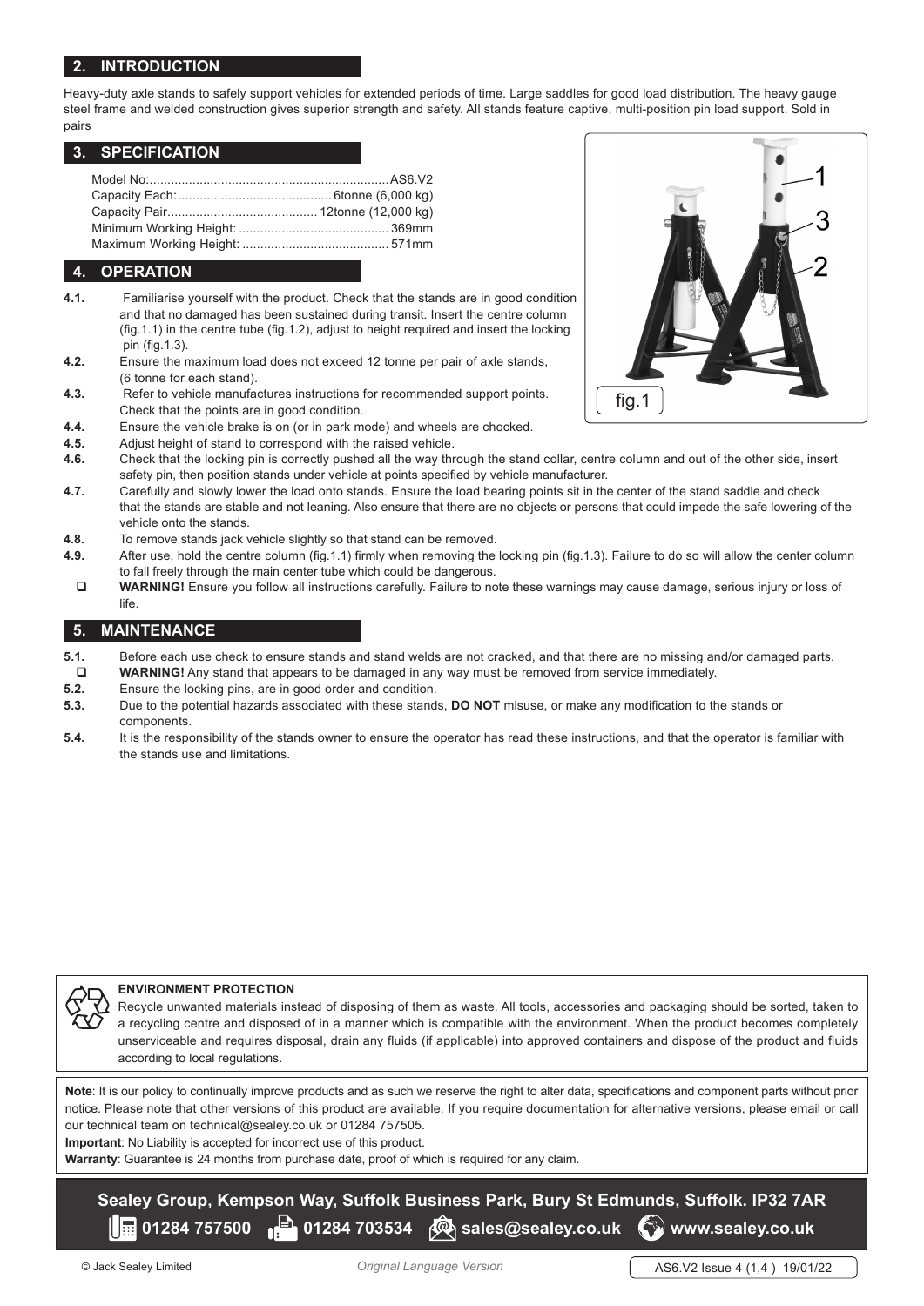## 2. INTRODUCTION

Heavy-duty axle stands to safely support vehicles for extended periods of time. Large saddles for good load distribution. The heavy gauge steel frame and welded construction gives superior strength and safety. All stands feature captive, multi-position pin load support. Sold in pairs

## 3. SPECIFICATION

| | |
|---|---|
| Model No: | AS6.V2 |
| Capacity Each: | 6tonne (6,000 kg) |
| Capacity Pair | 12tonne (12,000 kg) |
| Minimum Working Height: | 369mm |
| Maximum Working Height: | 571mm |

## 4. OPERATION

fig.1

**4.1.** Familiarise yourself with the product. Check that the stands are in good condition and that no damaged has been sustained during transit. Insert the centre column (fig.1.1) in the centre tube (fig.1.2), adjust to height required and insert the locking pin (fig.1.3).

**4.2.** Ensure the maximum load does not exceed 12 tonne per pair of axle stands, (6 tonne for each stand).

**4.3.** Refer to vehicle manufactures instructions for recommended support points. Check that the points are in good condition.

**4.4.** Ensure the vehicle brake is on (or in park mode) and wheels are chocked.

**4.5.** Adjust height of stand to correspond with the raised vehicle.

**4.6.** Check that the locking pin is correctly pushed all the way through the stand collar, centre column and out of the other side, insert safety pin, then position stands under vehicle at points specified by vehicle manufacturer.

**4.7.** Carefully and slowly lower the load onto stands. Ensure the load bearing points sit in the center of the stand saddle and check that the stands are stable and not leaning. Also ensure that there are no objects or persons that could impede the safe lowering of the vehicle onto the stands.

**4.8.** To remove stands jack vehicle slightly so that stand can be removed.

**4.9.** After use, hold the centre column (fig.1.1) firmly when removing the locking pin (fig.1.3). Failure to do so will allow the center column to fall freely through the main center tube which could be dangerous.

- **WARNING!** Ensure you follow all instructions carefully. Failure to note these warnings may cause damage, serious injury or loss of life.

## 5. MAINTENANCE

**5.1.** Before each use check to ensure stands and stand welds are not cracked, and that there are no missing and/or damaged parts.

- **WARNING!** Any stand that appears to be damaged in any way must be removed from service immediately.

**5.2.** Ensure the locking pins, are in good order and condition.

**5.3.** Due to the potential hazards associated with these stands, **DO NOT** misuse, or make any modification to the stands or components.

**5.4.** It is the responsibility of the stands owner to ensure the operator has read these instructions, and that the operator is familiar with the stands use and limitations.

**ENVIRONMENT PROTECTION**

Recycle unwanted materials instead of disposing of them as waste. All tools, accessories and packaging should be sorted, taken to a recycling centre and disposed of in a manner which is compatible with the environment. When the product becomes completely unserviceable and requires disposal, drain any fluids (if applicable) into approved containers and dispose of the product and fluids according to local regulations.

**Note**: It is our policy to continually improve products and as such we reserve the right to alter data, specifications and component parts without prior notice. Please note that other versions of this product are available. If you require documentation for alternative versions, please email or call our technical team on technical@sealey.co.uk or 01284 757505.

**Important**: No Liability is accepted for incorrect use of this product.

**Warranty**: Guarantee is 24 months from purchase date, proof of which is required for any claim.

**Sealey Group, Kempson Way, Suffolk Business Park, Bury St Edmunds, Suffolk. IP32 7AR**

**01284 757500 01284 703534 sales@sealey.co.uk www.sealey.co.uk**

© Jack Sealey Limited *Original Language Version* AS6.V2 Issue 4 (1,4 ) 19/01/22